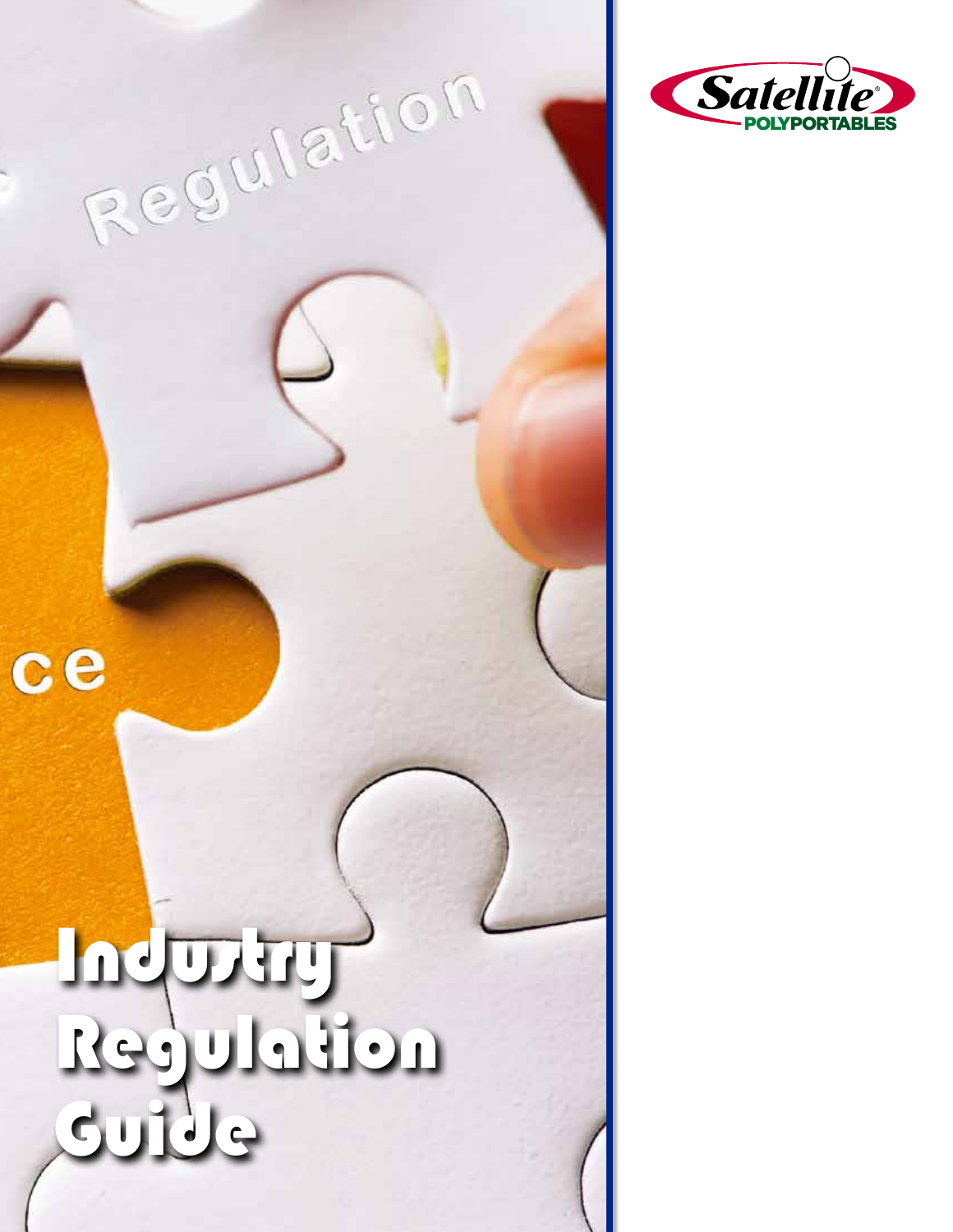Satellite® POLYPORTABLES

# Industry Regulation Guide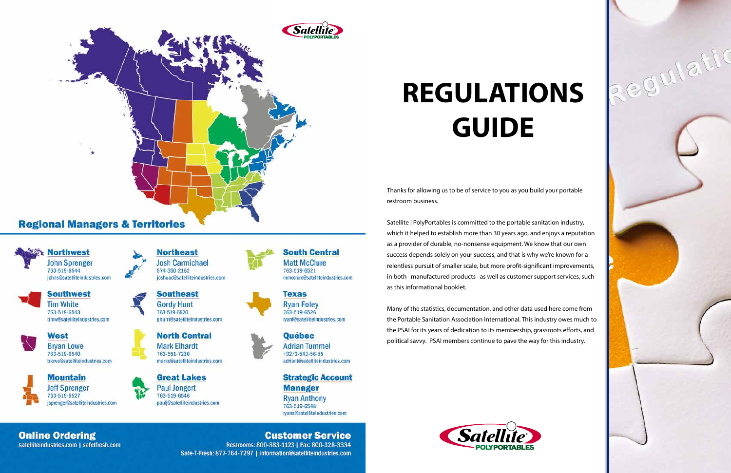## Regional Managers & Territories

**Northwest**
John Sprenger
763-519-6544
johns@satelliteindustries.com

**Southwest**
Tim White
763-519-6543
timw@satelliteindustries.com

**West**
Bryan Lowe
763-519-6540
blowe@satelliteindustries.com

**Mountain**
Jeff Sprenger
763-519-6527
jsprenger@satelliteindustries.com

**Northeast**
Josh Carmichael
574-350-2162
joshuac@satelliteindustries.com

**Southeast**
Gordy Hunt
763-519-6520
ghunt@satelliteindustries.com

**North Central**
Mark Elhardt
763-551-7230
marke@satelliteindustries.com

**Great Lakes**
Paul Jongert
763-519-6546
paulj@satelliteindustries.com

**South Central**
Matt McClure
763-519-6521
mmcclure@satelliteindustries.com

**Texas**
Ryan Foley
763-519-6526
ryanf@satelliteindustries.com

**Québec**
Adrian Tummel
+32/2-542-56-55
adriant@satelliteindustries.com

**Strategic Account Manager**
Ryan Anthony
763-519-6548
ryana@satelliteindustries.com

**Online Ordering**
satelliteindustries.com | safetfresh.com

**Customer Service**
Restrooms: 800-883-1123 | Fax: 800-328-3334
Safe-T-Fresh: 877-764-7297 | information@satelliteindustries.com

# REGULATIONS GUIDE

Thanks for allowing us to be of service to you as you build your portable restroom business.

Satellite | PolyPortables is committed to the portable sanitation industry, which it helped to establish more than 30 years ago, and enjoys a reputation as a provider of durable, no-nonsense equipment. We know that our own success depends solely on your success, and that is why we're known for a relentless pursuit of smaller scale, but more profit-significant improvements, in both manufactured products as well as customer support services, such as this informational booklet.

Many of the statistics, documentation, and other data used here come from the Portable Sanitation Association International. This industry owes much to the PSAI for its years of dedication to its membership, grassroots efforts, and political savvy. PSAI members continue to pave the way for this industry.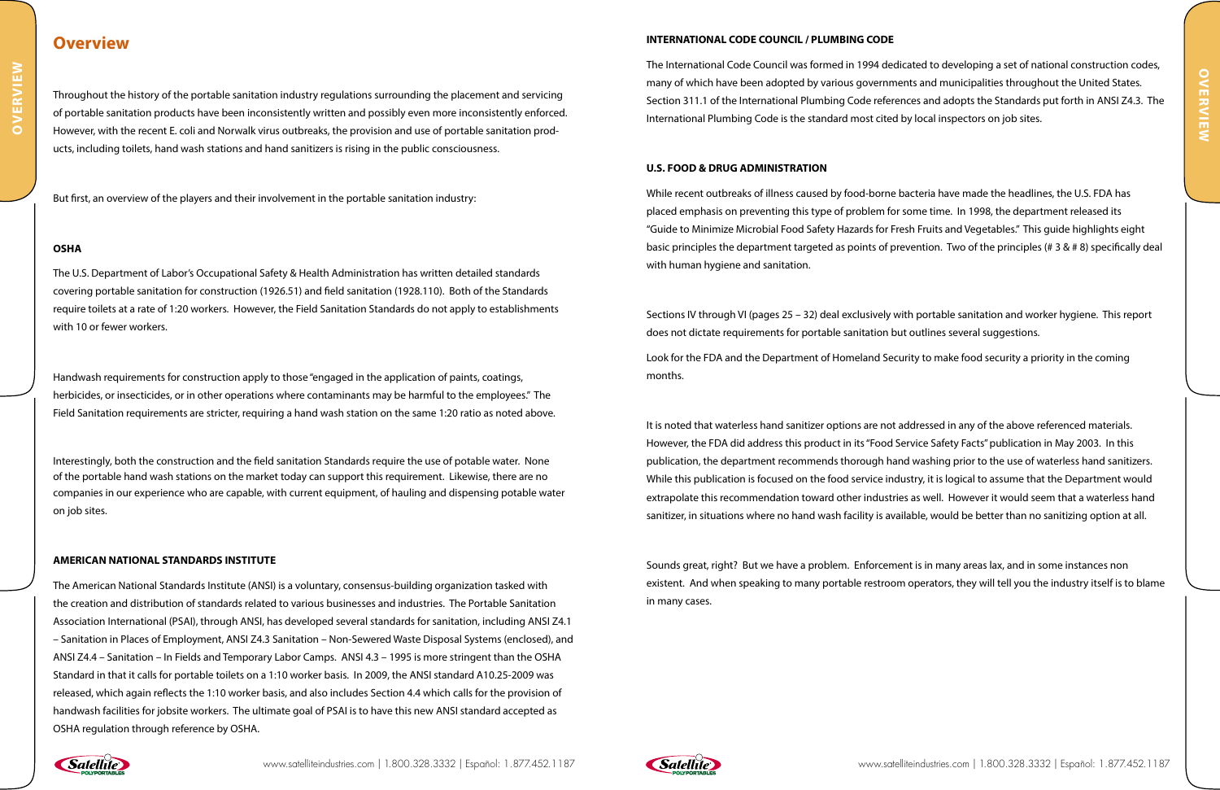## Overview

Throughout the history of the portable sanitation industry regulations surrounding the placement and servicing of portable sanitation products have been inconsistently written and possibly even more inconsistently enforced. However, with the recent E. coli and Norwalk virus outbreaks, the provision and use of portable sanitation products, including toilets, hand wash stations and hand sanitizers is rising in the public consciousness.

But first, an overview of the players and their involvement in the portable sanitation industry:

### OSHA

The U.S. Department of Labor's Occupational Safety & Health Administration has written detailed standards covering portable sanitation for construction (1926.51) and field sanitation (1928.110). Both of the Standards require toilets at a rate of 1:20 workers. However, the Field Sanitation Standards do not apply to establishments with 10 or fewer workers.

Handwash requirements for construction apply to those "engaged in the application of paints, coatings, herbicides, or insecticides, or in other operations where contaminants may be harmful to the employees." The Field Sanitation requirements are stricter, requiring a hand wash station on the same 1:20 ratio as noted above.

Interestingly, both the construction and the field sanitation Standards require the use of potable water. None of the portable hand wash stations on the market today can support this requirement. Likewise, there are no companies in our experience who are capable, with current equipment, of hauling and dispensing potable water on job sites.

### AMERICAN NATIONAL STANDARDS INSTITUTE

The American National Standards Institute (ANSI) is a voluntary, consensus-building organization tasked with the creation and distribution of standards related to various businesses and industries. The Portable Sanitation Association International (PSAI), through ANSI, has developed several standards for sanitation, including ANSI Z4.1 – Sanitation in Places of Employment, ANSI Z4.3 Sanitation – Non-Sewered Waste Disposal Systems (enclosed), and ANSI Z4.4 – Sanitation – In Fields and Temporary Labor Camps. ANSI 4.3 – 1995 is more stringent than the OSHA Standard in that it calls for portable toilets on a 1:10 worker basis. In 2009, the ANSI standard A10.25-2009 was released, which again reflects the 1:10 worker basis, and also includes Section 4.4 which calls for the provision of handwash facilities for jobsite workers. The ultimate goal of PSAI is to have this new ANSI standard accepted as OSHA regulation through reference by OSHA.

### INTERNATIONAL CODE COUNCIL / PLUMBING CODE

The International Code Council was formed in 1994 dedicated to developing a set of national construction codes, many of which have been adopted by various governments and municipalities throughout the United States. Section 311.1 of the International Plumbing Code references and adopts the Standards put forth in ANSI Z4.3. The International Plumbing Code is the standard most cited by local inspectors on job sites.

### U.S. FOOD & DRUG ADMINISTRATION

While recent outbreaks of illness caused by food-borne bacteria have made the headlines, the U.S. FDA has placed emphasis on preventing this type of problem for some time. In 1998, the department released its "Guide to Minimize Microbial Food Safety Hazards for Fresh Fruits and Vegetables." This guide highlights eight basic principles the department targeted as points of prevention. Two of the principles (# 3 & # 8) specifically deal with human hygiene and sanitation.

Sections IV through VI (pages 25 – 32) deal exclusively with portable sanitation and worker hygiene. This report does not dictate requirements for portable sanitation but outlines several suggestions.

Look for the FDA and the Department of Homeland Security to make food security a priority in the coming months.

It is noted that waterless hand sanitizer options are not addressed in any of the above referenced materials. However, the FDA did address this product in its "Food Service Safety Facts" publication in May 2003. In this publication, the department recommends thorough hand washing prior to the use of waterless hand sanitizers. While this publication is focused on the food service industry, it is logical to assume that the Department would extrapolate this recommendation toward other industries as well. However it would seem that a waterless hand sanitizer, in situations where no hand wash facility is available, would be better than no sanitizing option at all.

Sounds great, right? But we have a problem. Enforcement is in many areas lax, and in some instances non existent. And when speaking to many portable restroom operators, they will tell you the industry itself is to blame in many cases.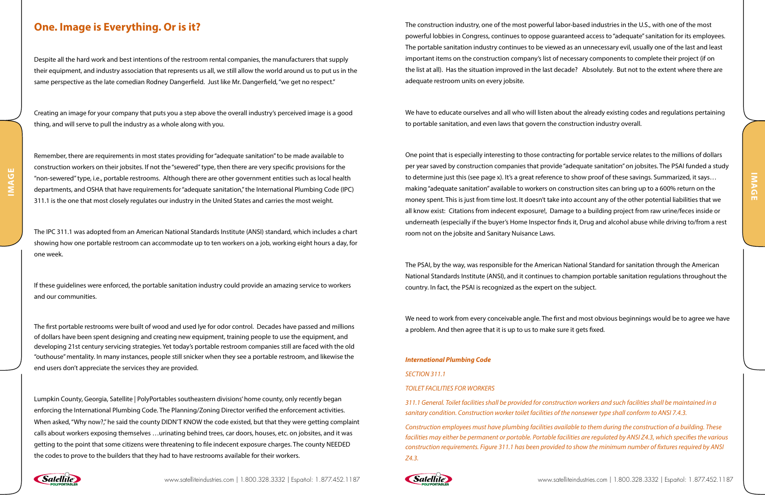## One. Image is Everything. Or is it?

Despite all the hard work and best intentions of the restroom rental companies, the manufacturers that supply their equipment, and industry association that represents us all, we still allow the world around us to put us in the same perspective as the late comedian Rodney Dangerfield. Just like Mr. Dangerfield, "we get no respect."

Creating an image for your company that puts you a step above the overall industry's perceived image is a good thing, and will serve to pull the industry as a whole along with you.

Remember, there are requirements in most states providing for "adequate sanitation" to be made available to construction workers on their jobsites. If not the "sewered" type, then there are very specific provisions for the "non-sewered" type, i.e., portable restrooms. Although there are other government entities such as local health departments, and OSHA that have requirements for "adequate sanitation," the International Plumbing Code (IPC) 311.1 is the one that most closely regulates our industry in the United States and carries the most weight.

The IPC 311.1 was adopted from an American National Standards Institute (ANSI) standard, which includes a chart showing how one portable restroom can accommodate up to ten workers on a job, working eight hours a day, for one week.

If these guidelines were enforced, the portable sanitation industry could provide an amazing service to workers and our communities.

The first portable restrooms were built of wood and used lye for odor control. Decades have passed and millions of dollars have been spent designing and creating new equipment, training people to use the equipment, and developing 21st century servicing strategies. Yet today's portable restroom companies still are faced with the old "outhouse" mentality. In many instances, people still snicker when they see a portable restroom, and likewise the end users don't appreciate the services they are provided.

Lumpkin County, Georgia, Satellite | PolyPortables southeastern divisions' home county, only recently began enforcing the International Plumbing Code. The Planning/Zoning Director verified the enforcement activities. When asked, "Why now?," he said the county DIDN'T KNOW the code existed, but that they were getting complaint calls about workers exposing themselves …urinating behind trees, car doors, houses, etc. on jobsites, and it was getting to the point that some citizens were threatening to file indecent exposure charges. The county NEEDED the codes to prove to the builders that they had to have restrooms available for their workers.

The construction industry, one of the most powerful labor-based industries in the U.S., with one of the most powerful lobbies in Congress, continues to oppose guaranteed access to "adequate" sanitation for its employees. The portable sanitation industry continues to be viewed as an unnecessary evil, usually one of the last and least important items on the construction company's list of necessary components to complete their project (if on the list at all). Has the situation improved in the last decade? Absolutely. But not to the extent where there are adequate restroom units on every jobsite.

We have to educate ourselves and all who will listen about the already existing codes and regulations pertaining to portable sanitation, and even laws that govern the construction industry overall.

One point that is especially interesting to those contracting for portable service relates to the millions of dollars per year saved by construction companies that provide "adequate sanitation" on jobsites. The PSAI funded a study to determine just this (see page x). It's a great reference to show proof of these savings. Summarized, it says… making "adequate sanitation" available to workers on construction sites can bring up to a 600% return on the money spent. This is just from time lost. It doesn't take into account any of the other potential liabilities that we all know exist: Citations from indecent exposure!, Damage to a building project from raw urine/feces inside or underneath (especially if the buyer's Home Inspector finds it, Drug and alcohol abuse while driving to/from a rest room not on the jobsite and Sanitary Nuisance Laws.

The PSAI, by the way, was responsible for the American National Standard for sanitation through the American National Standards Institute (ANSI), and it continues to champion portable sanitation regulations throughout the country. In fact, the PSAI is recognized as the expert on the subject.

We need to work from every conceivable angle. The first and most obvious beginnings would be to agree we have a problem. And then agree that it is up to us to make sure it gets fixed.

***International Plumbing Code***

*SECTION 311.1*

*TOILET FACILITIES FOR WORKERS*

*311.1 General. Toilet facilities shall be provided for construction workers and such facilities shall be maintained in a sanitary condition. Construction worker toilet facilities of the nonsewer type shall conform to ANSI 7.4.3.*

*Construction employees must have plumbing facilities available to them during the construction of a building. These facilities may either be permanent or portable. Portable facilities are regulated by ANSI Z4.3, which specifies the various construction requirements. Figure 311.1 has been provided to show the minimum number of fixtures required by ANSI Z4.3.*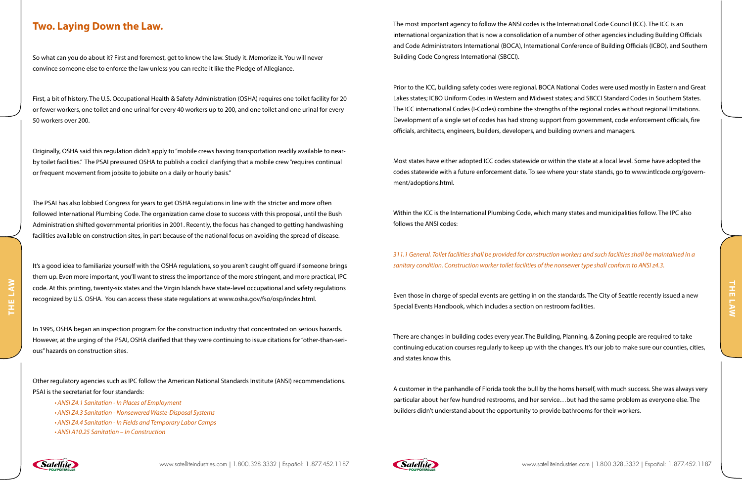## Two. Laying Down the Law.

So what can you do about it? First and foremost, get to know the law. Study it. Memorize it. You will never convince someone else to enforce the law unless you can recite it like the Pledge of Allegiance.

First, a bit of history. The U.S. Occupational Health & Safety Administration (OSHA) requires one toilet facility for 20 or fewer workers, one toilet and one urinal for every 40 workers up to 200, and one toilet and one urinal for every 50 workers over 200.

Originally, OSHA said this regulation didn't apply to "mobile crews having transportation readily available to near-by toilet facilities." The PSAI pressured OSHA to publish a codicil clarifying that a mobile crew "requires continual or frequent movement from jobsite to jobsite on a daily or hourly basis."

The PSAI has also lobbied Congress for years to get OSHA regulations in line with the stricter and more often followed International Plumbing Code. The organization came close to success with this proposal, until the Bush Administration shifted governmental priorities in 2001. Recently, the focus has changed to getting handwashing facilities available on construction sites, in part because of the national focus on avoiding the spread of disease.

It's a good idea to familiarize yourself with the OSHA regulations, so you aren't caught off guard if someone brings them up. Even more important, you'll want to stress the importance of the more stringent, and more practical, IPC code. At this printing, twenty-six states and the Virgin Islands have state-level occupational and safety regulations recognized by U.S. OSHA. You can access these state regulations at www.osha.gov/fso/osp/index.html.

In 1995, OSHA began an inspection program for the construction industry that concentrated on serious hazards. However, at the urging of the PSAI, OSHA clarified that they were continuing to issue citations for "other-than-serious" hazards on construction sites.

Other regulatory agencies such as IPC follow the American National Standards Institute (ANSI) recommendations. PSAI is the secretariat for four standards:

- *ANSI Z4.1 Sanitation - In Places of Employment*
- *ANSI Z4.3 Sanitation - Nonsewered Waste-Disposal Systems*
- *ANSI Z4.4 Sanitation - In Fields and Temporary Labor Camps*
- *ANSI A10.25 Sanitation – In Construction*

The most important agency to follow the ANSI codes is the International Code Council (ICC). The ICC is an international organization that is now a consolidation of a number of other agencies including Building Officials and Code Administrators International (BOCA), International Conference of Building Officials (ICBO), and Southern Building Code Congress International (SBCCI).

Prior to the ICC, building safety codes were regional. BOCA National Codes were used mostly in Eastern and Great Lakes states; ICBO Uniform Codes in Western and Midwest states; and SBCCI Standard Codes in Southern States. The ICC international Codes (I-Codes) combine the strengths of the regional codes without regional limitations. Development of a single set of codes has had strong support from government, code enforcement officials, fire officials, architects, engineers, builders, developers, and building owners and managers.

Most states have either adopted ICC codes statewide or within the state at a local level. Some have adopted the codes statewide with a future enforcement date. To see where your state stands, go to www.intlcode.org/government/adoptions.html.

Within the ICC is the International Plumbing Code, which many states and municipalities follow. The IPC also follows the ANSI codes:

*311.1 General. Toilet facilities shall be provided for construction workers and such facilities shall be maintained in a sanitary condition. Construction worker toilet facilities of the nonsewer type shall conform to ANSI z4.3.*

Even those in charge of special events are getting in on the standards. The City of Seattle recently issued a new Special Events Handbook, which includes a section on restroom facilities.

There are changes in building codes every year. The Building, Planning, & Zoning people are required to take continuing education courses regularly to keep up with the changes. It's our job to make sure our counties, cities, and states know this.

A customer in the panhandle of Florida took the bull by the horns herself, with much success. She was always very particular about her few hundred restrooms, and her service…but had the same problem as everyone else. The builders didn't understand about the opportunity to provide bathrooms for their workers.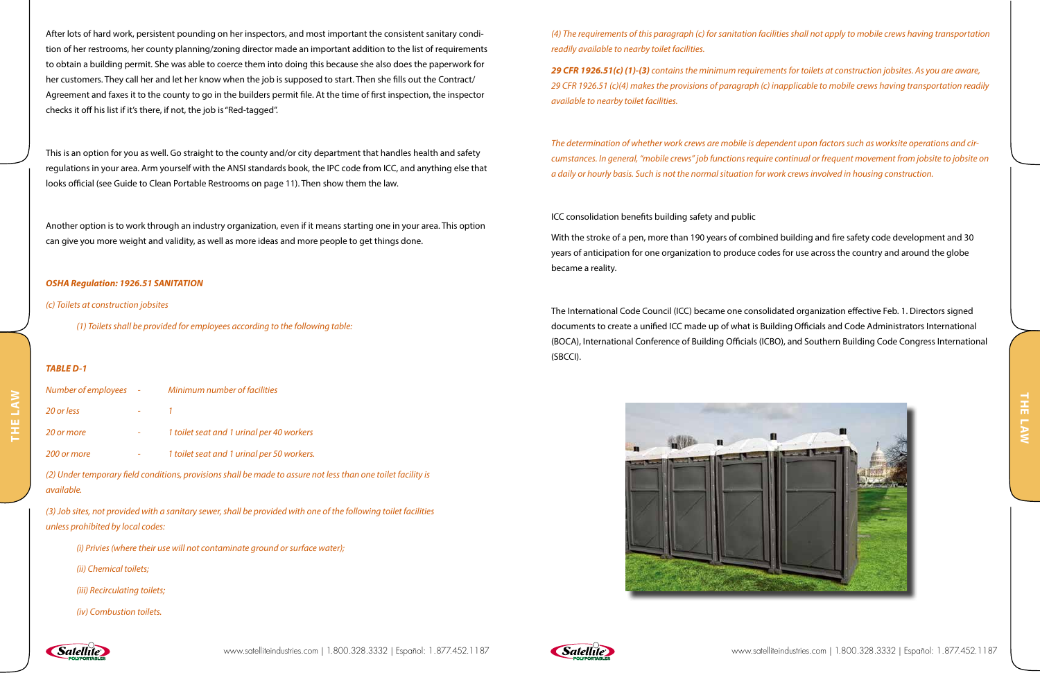After lots of hard work, persistent pounding on her inspectors, and most important the consistent sanitary condition of her restrooms, her county planning/zoning director made an important addition to the list of requirements to obtain a building permit. She was able to coerce them into doing this because she also does the paperwork for her customers. They call her and let her know when the job is supposed to start. Then she fills out the Contract/Agreement and faxes it to the county to go in the builders permit file. At the time of first inspection, the inspector checks it off his list if it's there, if not, the job is "Red-tagged".

This is an option for you as well. Go straight to the county and/or city department that handles health and safety regulations in your area. Arm yourself with the ANSI standards book, the IPC code from ICC, and anything else that looks official (see Guide to Clean Portable Restrooms on page 11). Then show them the law.

Another option is to work through an industry organization, even if it means starting one in your area. This option can give you more weight and validity, as well as more ideas and more people to get things done.

***OSHA Regulation: 1926.51 SANITATION***

*(c) Toilets at construction jobsites*

*(1) Toilets shall be provided for employees according to the following table:*

***TABLE D-1***

| *Number of employees* | *Minimum number of facilities* |
|---|---|
| *20 or less* | *1* |
| *20 or more* | *1 toilet seat and 1 urinal per 40 workers* |
| *200 or more* | *1 toilet seat and 1 urinal per 50 workers.* |

*(2) Under temporary field conditions, provisions shall be made to assure not less than one toilet facility is available.*

*(3) Job sites, not provided with a sanitary sewer, shall be provided with one of the following toilet facilities unless prohibited by local codes:*

*(i) Privies (where their use will not contaminate ground or surface water);*

*(ii) Chemical toilets;*

*(iii) Recirculating toilets;*

*(iv) Combustion toilets.*

*(4) The requirements of this paragraph (c) for sanitation facilities shall not apply to mobile crews having transportation readily available to nearby toilet facilities.*

***29 CFR 1926.51(c) (1)-(3)*** *contains the minimum requirements for toilets at construction jobsites. As you are aware, 29 CFR 1926.51 (c)(4) makes the provisions of paragraph (c) inapplicable to mobile crews having transportation readily available to nearby toilet facilities.*

*The determination of whether work crews are mobile is dependent upon factors such as worksite operations and circumstances. In general, "mobile crews" job functions require continual or frequent movement from jobsite to jobsite on a daily or hourly basis. Such is not the normal situation for work crews involved in housing construction.*

ICC consolidation benefits building safety and public

With the stroke of a pen, more than 190 years of combined building and fire safety code development and 30 years of anticipation for one organization to produce codes for use across the country and around the globe became a reality.

The International Code Council (ICC) became one consolidated organization effective Feb. 1. Directors signed documents to create a unified ICC made up of what is Building Officials and Code Administrators International (BOCA), International Conference of Building Officials (ICBO), and Southern Building Code Congress International (SBCCI).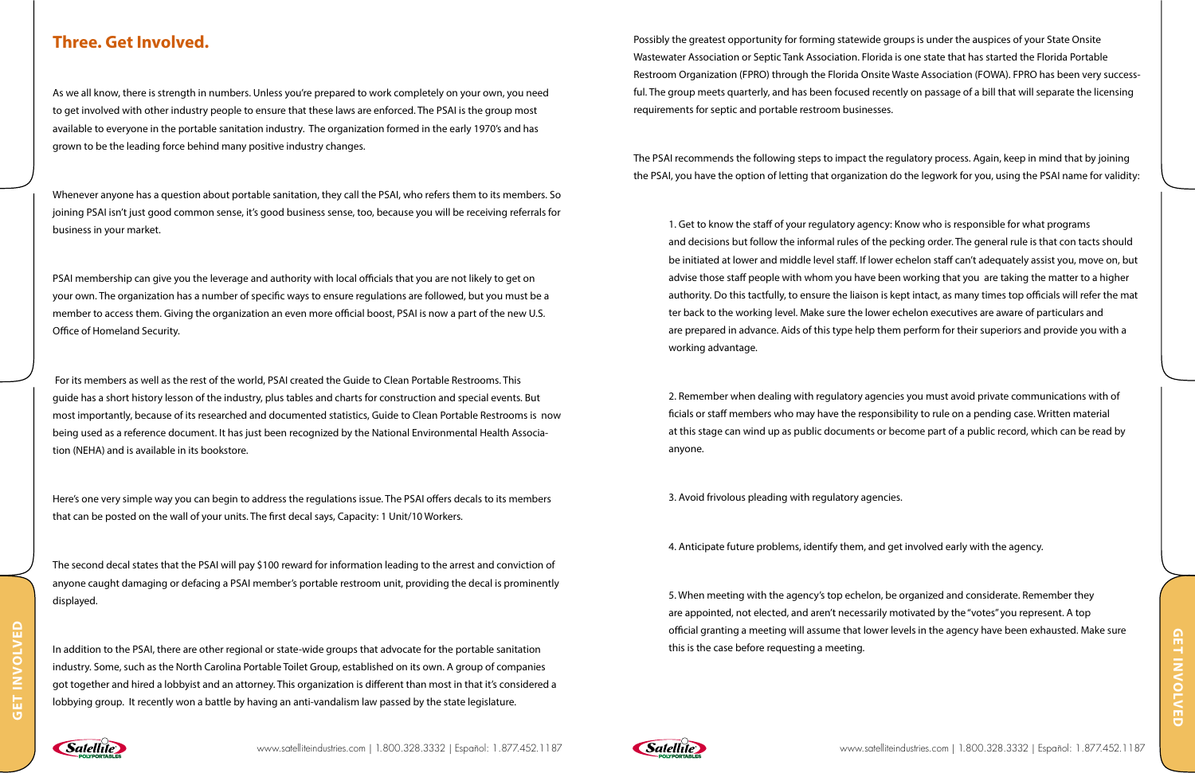## Three. Get Involved.

As we all know, there is strength in numbers. Unless you're prepared to work completely on your own, you need to get involved with other industry people to ensure that these laws are enforced. The PSAI is the group most available to everyone in the portable sanitation industry. The organization formed in the early 1970's and has grown to be the leading force behind many positive industry changes.

Whenever anyone has a question about portable sanitation, they call the PSAI, who refers them to its members. So joining PSAI isn't just good common sense, it's good business sense, too, because you will be receiving referrals for business in your market.

PSAI membership can give you the leverage and authority with local officials that you are not likely to get on your own. The organization has a number of specific ways to ensure regulations are followed, but you must be a member to access them. Giving the organization an even more official boost, PSAI is now a part of the new U.S. Office of Homeland Security.

For its members as well as the rest of the world, PSAI created the Guide to Clean Portable Restrooms. This guide has a short history lesson of the industry, plus tables and charts for construction and special events. But most importantly, because of its researched and documented statistics, Guide to Clean Portable Restrooms is now being used as a reference document. It has just been recognized by the National Environmental Health Association (NEHA) and is available in its bookstore.

Here's one very simple way you can begin to address the regulations issue. The PSAI offers decals to its members that can be posted on the wall of your units. The first decal says, Capacity: 1 Unit/10 Workers.

The second decal states that the PSAI will pay $100 reward for information leading to the arrest and conviction of anyone caught damaging or defacing a PSAI member's portable restroom unit, providing the decal is prominently displayed.

In addition to the PSAI, there are other regional or state-wide groups that advocate for the portable sanitation industry. Some, such as the North Carolina Portable Toilet Group, established on its own. A group of companies got together and hired a lobbyist and an attorney. This organization is different than most in that it's considered a lobbying group. It recently won a battle by having an anti-vandalism law passed by the state legislature.

Possibly the greatest opportunity for forming statewide groups is under the auspices of your State Onsite Wastewater Association or Septic Tank Association. Florida is one state that has started the Florida Portable Restroom Organization (FPRO) through the Florida Onsite Waste Association (FOWA). FPRO has been very successful. The group meets quarterly, and has been focused recently on passage of a bill that will separate the licensing requirements for septic and portable restroom businesses.

The PSAI recommends the following steps to impact the regulatory process. Again, keep in mind that by joining the PSAI, you have the option of letting that organization do the legwork for you, using the PSAI name for validity:

1. Get to know the staff of your regulatory agency: Know who is responsible for what programs and decisions but follow the informal rules of the pecking order. The general rule is that contacts should be initiated at lower and middle level staff. If lower echelon staff can't adequately assist you, move on, but advise those staff people with whom you have been working that you are taking the matter to a higher authority. Do this tactfully, to ensure the liaison is kept intact, as many times top officials will refer the matter back to the working level. Make sure the lower echelon executives are aware of particulars and are prepared in advance. Aids of this type help them perform for their superiors and provide you with a working advantage.

2. Remember when dealing with regulatory agencies you must avoid private communications with officials or staff members who may have the responsibility to rule on a pending case. Written material at this stage can wind up as public documents or become part of a public record, which can be read by anyone.

3. Avoid frivolous pleading with regulatory agencies.

4. Anticipate future problems, identify them, and get involved early with the agency.

5. When meeting with the agency's top echelon, be organized and considerate. Remember they are appointed, not elected, and aren't necessarily motivated by the "votes" you represent. A top official granting a meeting will assume that lower levels in the agency have been exhausted. Make sure this is the case before requesting a meeting.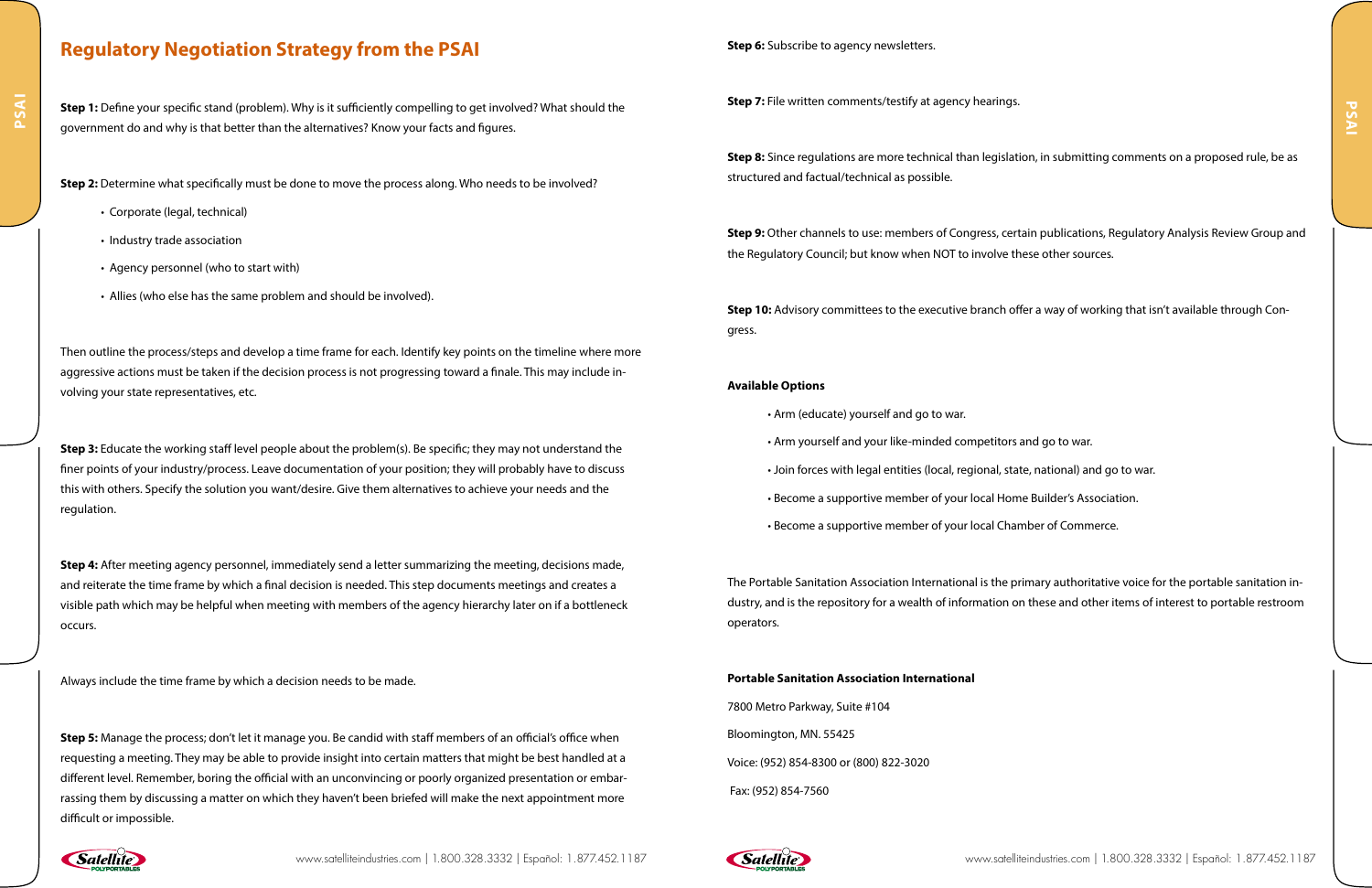## Regulatory Negotiation Strategy from the PSAI

**Step 1:** Define your specific stand (problem). Why is it sufficiently compelling to get involved? What should the government do and why is that better than the alternatives? Know your facts and figures.

**Step 2:** Determine what specifically must be done to move the process along. Who needs to be involved?

- Corporate (legal, technical)
- Industry trade association
- Agency personnel (who to start with)
- Allies (who else has the same problem and should be involved).

Then outline the process/steps and develop a time frame for each. Identify key points on the timeline where more aggressive actions must be taken if the decision process is not progressing toward a finale. This may include involving your state representatives, etc.

**Step 3:** Educate the working staff level people about the problem(s). Be specific; they may not understand the finer points of your industry/process. Leave documentation of your position; they will probably have to discuss this with others. Specify the solution you want/desire. Give them alternatives to achieve your needs and the regulation.

**Step 4:** After meeting agency personnel, immediately send a letter summarizing the meeting, decisions made, and reiterate the time frame by which a final decision is needed. This step documents meetings and creates a visible path which may be helpful when meeting with members of the agency hierarchy later on if a bottleneck occurs.

Always include the time frame by which a decision needs to be made.

**Step 5:** Manage the process; don't let it manage you. Be candid with staff members of an official's office when requesting a meeting. They may be able to provide insight into certain matters that might be best handled at a different level. Remember, boring the official with an unconvincing or poorly organized presentation or embarrassing them by discussing a matter on which they haven't been briefed will make the next appointment more difficult or impossible.

**Step 6:** Subscribe to agency newsletters.

**Step 7:** File written comments/testify at agency hearings.

**Step 8:** Since regulations are more technical than legislation, in submitting comments on a proposed rule, be as structured and factual/technical as possible.

**Step 9:** Other channels to use: members of Congress, certain publications, Regulatory Analysis Review Group and the Regulatory Council; but know when NOT to involve these other sources.

**Step 10:** Advisory committees to the executive branch offer a way of working that isn't available through Congress.

**Available Options**

- Arm (educate) yourself and go to war.
- Arm yourself and your like-minded competitors and go to war.
- Join forces with legal entities (local, regional, state, national) and go to war.
- Become a supportive member of your local Home Builder's Association.
- Become a supportive member of your local Chamber of Commerce.

The Portable Sanitation Association International is the primary authoritative voice for the portable sanitation industry, and is the repository for a wealth of information on these and other items of interest to portable restroom operators.

**Portable Sanitation Association International**

7800 Metro Parkway, Suite #104

Bloomington, MN. 55425

Voice: (952) 854-8300 or (800) 822-3020

Fax: (952) 854-7560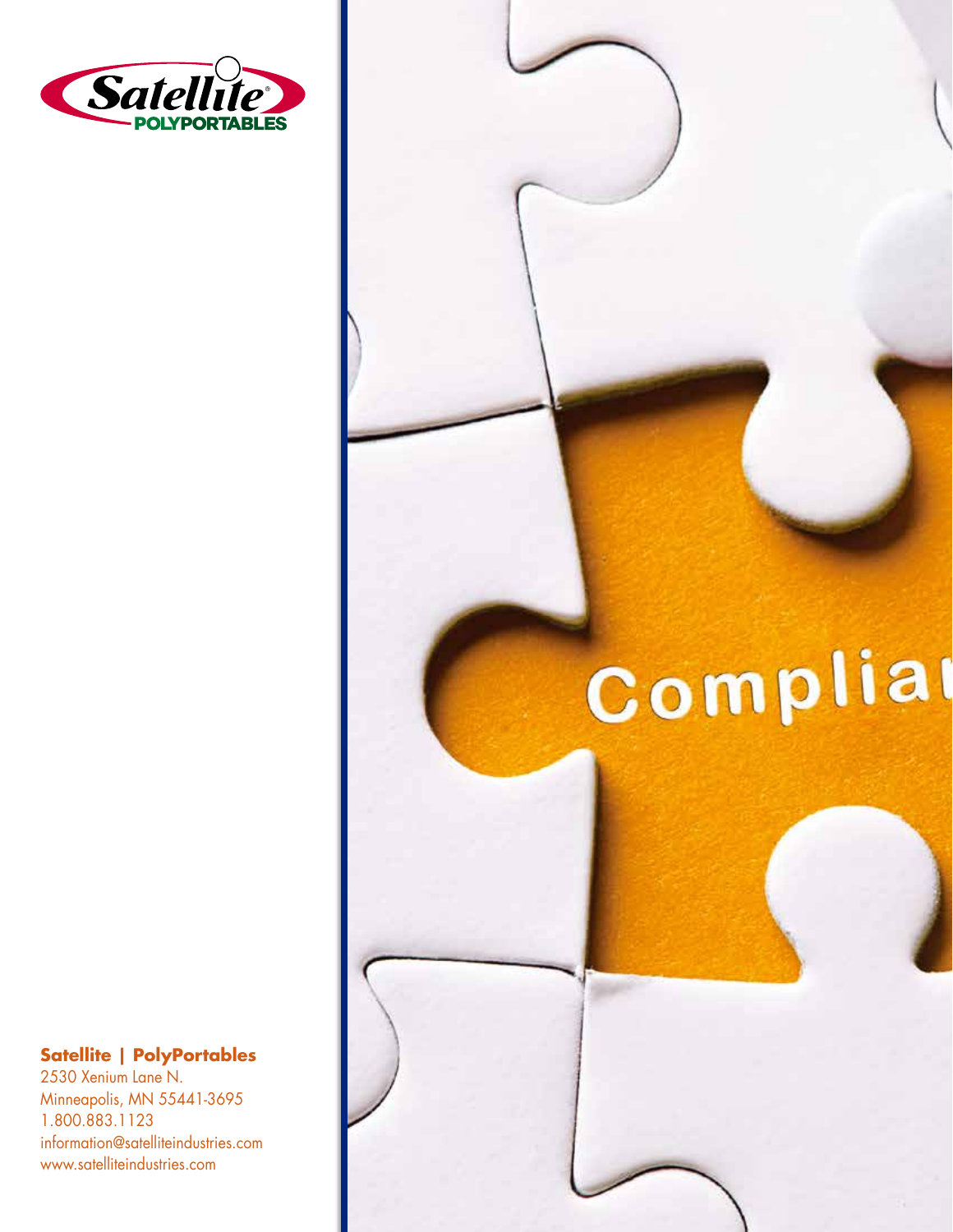**Satellite | PolyPortables**
2530 Xenium Lane N.
Minneapolis, MN 55441-3695
1.800.883.1123
information@satelliteindustries.com
www.satelliteindustries.com